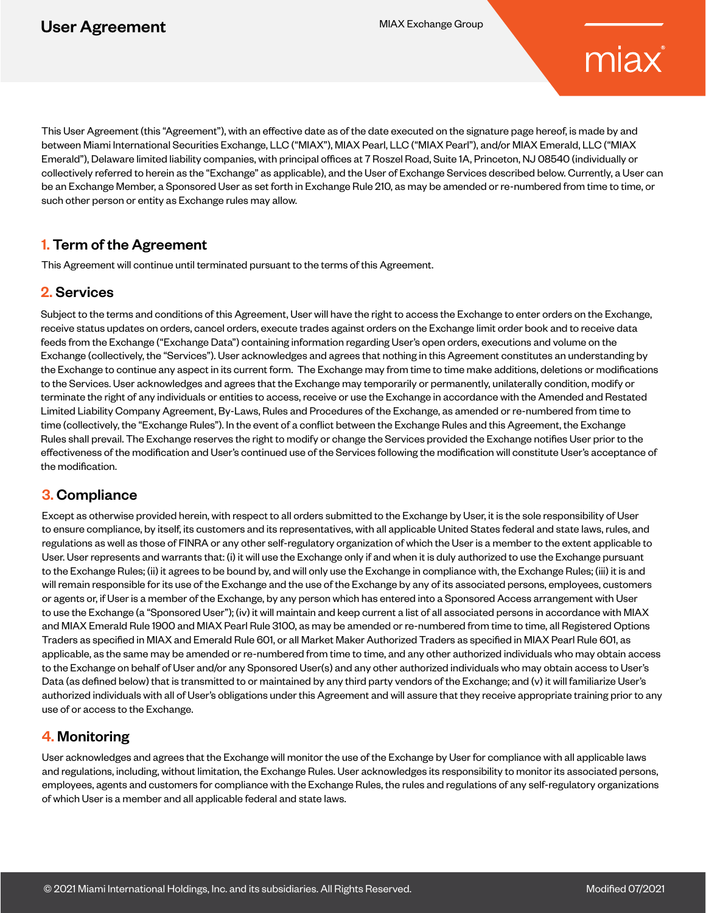# User Agreement

This User Agreement (this "Agreement"), with an effective date as of the date executed on the signature page hereof, is made by and between Miami International Securities Exchange, LLC ("MIAX"), MIAX Pearl, LLC ("MIAX Pearl"), and/or MIAX Emerald, LLC ("MIAX Emerald"), Delaware limited liability companies, with principal offices at 7 Roszel Road, Suite 1A, Princeton, NJ 08540 (individually or collectively referred to herein as the "Exchange" as applicable), and the User of Exchange Services described below. Currently, a User can be an Exchange Member, a Sponsored User as set forth in Exchange Rule 210, as may be amended or re-numbered from time to time, or such other person or entity as Exchange rules may allow.

## 1. Term of the Agreement

This Agreement will continue until terminated pursuant to the terms of this Agreement.

## 2. Services

Subject to the terms and conditions of this Agreement, User will have the right to access the Exchange to enter orders on the Exchange, receive status updates on orders, cancel orders, execute trades against orders on the Exchange limit order book and to receive data feeds from the Exchange ("Exchange Data") containing information regarding User's open orders, executions and volume on the Exchange (collectively, the "Services"). User acknowledges and agrees that nothing in this Agreement constitutes an understanding by the Exchange to continue any aspect in its current form. The Exchange may from time to time make additions, deletions or modifications to the Services. User acknowledges and agrees that the Exchange may temporarily or permanently, unilaterally condition, modify or terminate the right of any individuals or entities to access, receive or use the Exchange in accordance with the Amended and Restated Limited Liability Company Agreement, By-Laws, Rules and Procedures of the Exchange, as amended or re-numbered from time to time (collectively, the "Exchange Rules"). In the event of a conflict between the Exchange Rules and this Agreement, the Exchange Rules shall prevail. The Exchange reserves the right to modify or change the Services provided the Exchange notifies User prior to the effectiveness of the modification and User's continued use of the Services following the modification will constitute User's acceptance of the modification.

## 3. Compliance

Except as otherwise provided herein, with respect to all orders submitted to the Exchange by User, it is the sole responsibility of User to ensure compliance, by itself, its customers and its representatives, with all applicable United States federal and state laws, rules, and regulations as well as those of FINRA or any other self-regulatory organization of which the User is a member to the extent applicable to User. User represents and warrants that: (i) it will use the Exchange only if and when it is duly authorized to use the Exchange pursuant to the Exchange Rules; (ii) it agrees to be bound by, and will only use the Exchange in compliance with, the Exchange Rules; (iii) it is and will remain responsible for its use of the Exchange and the use of the Exchange by any of its associated persons, employees, customers or agents or, if User is a member of the Exchange, by any person which has entered into a Sponsored Access arrangement with User to use the Exchange (a "Sponsored User"); (iv) it will maintain and keep current a list of all associated persons in accordance with MIAX and MIAX Emerald Rule 1900 and MIAX Pearl Rule 3100, as may be amended or re-numbered from time to time, all Registered Options Traders as specified in MIAX and Emerald Rule 601, or all Market Maker Authorized Traders as specified in MIAX Pearl Rule 601, as applicable, as the same may be amended or re-numbered from time to time, and any other authorized individuals who may obtain access to the Exchange on behalf of User and/or any Sponsored User(s) and any other authorized individuals who may obtain access to User's Data (as defined below) that is transmitted to or maintained by any third party vendors of the Exchange; and (v) it will familiarize User's authorized individuals with all of User's obligations under this Agreement and will assure that they receive appropriate training prior to any use of or access to the Exchange.

## 4. Monitoring

User acknowledges and agrees that the Exchange will monitor the use of the Exchange by User for compliance with all applicable laws and regulations, including, without limitation, the Exchange Rules. User acknowledges its responsibility to monitor its associated persons, employees, agents and customers for compliance with the Exchange Rules, the rules and regulations of any self-regulatory organizations of which User is a member and all applicable federal and state laws.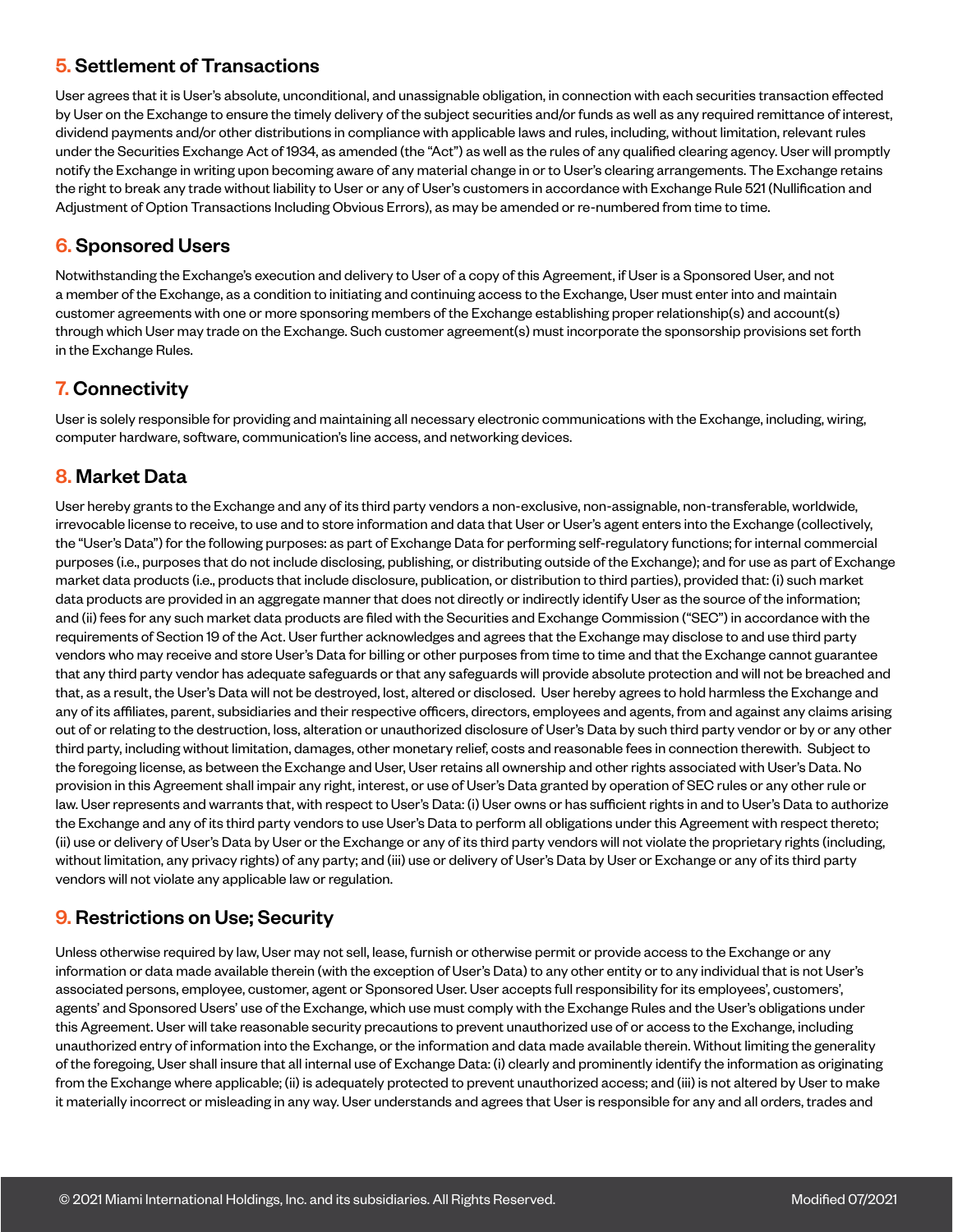## 5. Settlement of Transactions

User agrees that it is User's absolute, unconditional, and unassignable obligation, in connection with each securities transaction effected by User on the Exchange to ensure the timely delivery of the subject securities and/or funds as well as any required remittance of interest, dividend payments and/or other distributions in compliance with applicable laws and rules, including, without limitation, relevant rules under the Securities Exchange Act of 1934, as amended (the "Act") as well as the rules of any qualified clearing agency. User will promptly notify the Exchange in writing upon becoming aware of any material change in or to User's clearing arrangements. The Exchange retains the right to break any trade without liability to User or any of User's customers in accordance with Exchange Rule 521 (Nullification and Adjustment of Option Transactions Including Obvious Errors), as may be amended or re-numbered from time to time.

## 6. Sponsored Users

Notwithstanding the Exchange's execution and delivery to User of a copy of this Agreement, if User is a Sponsored User, and not a member of the Exchange, as a condition to initiating and continuing access to the Exchange, User must enter into and maintain customer agreements with one or more sponsoring members of the Exchange establishing proper relationship(s) and account(s) through which User may trade on the Exchange. Such customer agreement(s) must incorporate the sponsorship provisions set forth in the Exchange Rules.

## 7. Connectivity

User is solely responsible for providing and maintaining all necessary electronic communications with the Exchange, including, wiring, computer hardware, software, communication's line access, and networking devices.

## 8. Market Data

User hereby grants to the Exchange and any of its third party vendors a non-exclusive, non-assignable, non-transferable, worldwide, irrevocable license to receive, to use and to store information and data that User or User's agent enters into the Exchange (collectively, the "User's Data") for the following purposes: as part of Exchange Data for performing self-regulatory functions; for internal commercial purposes (i.e., purposes that do not include disclosing, publishing, or distributing outside of the Exchange); and for use as part of Exchange market data products (i.e., products that include disclosure, publication, or distribution to third parties), provided that: (i) such market data products are provided in an aggregate manner that does not directly or indirectly identify User as the source of the information; and (ii) fees for any such market data products are filed with the Securities and Exchange Commission ("SEC") in accordance with the requirements of Section 19 of the Act. User further acknowledges and agrees that the Exchange may disclose to and use third party vendors who may receive and store User's Data for billing or other purposes from time to time and that the Exchange cannot guarantee that any third party vendor has adequate safeguards or that any safeguards will provide absolute protection and will not be breached and that, as a result, the User's Data will not be destroyed, lost, altered or disclosed. User hereby agrees to hold harmless the Exchange and any of its affiliates, parent, subsidiaries and their respective officers, directors, employees and agents, from and against any claims arising out of or relating to the destruction, loss, alteration or unauthorized disclosure of User's Data by such third party vendor or by or any other third party, including without limitation, damages, other monetary relief, costs and reasonable fees in connection therewith. Subject to the foregoing license, as between the Exchange and User, User retains all ownership and other rights associated with User's Data. No provision in this Agreement shall impair any right, interest, or use of User's Data granted by operation of SEC rules or any other rule or law. User represents and warrants that, with respect to User's Data: (i) User owns or has sufficient rights in and to User's Data to authorize the Exchange and any of its third party vendors to use User's Data to perform all obligations under this Agreement with respect thereto; (ii) use or delivery of User's Data by User or the Exchange or any of its third party vendors will not violate the proprietary rights (including, without limitation, any privacy rights) of any party; and (iii) use or delivery of User's Data by User or Exchange or any of its third party vendors will not violate any applicable law or regulation.

## 9. Restrictions on Use; Security

Unless otherwise required by law, User may not sell, lease, furnish or otherwise permit or provide access to the Exchange or any information or data made available therein (with the exception of User's Data) to any other entity or to any individual that is not User's associated persons, employee, customer, agent or Sponsored User. User accepts full responsibility for its employees', customers', agents' and Sponsored Users' use of the Exchange, which use must comply with the Exchange Rules and the User's obligations under this Agreement. User will take reasonable security precautions to prevent unauthorized use of or access to the Exchange, including unauthorized entry of information into the Exchange, or the information and data made available therein. Without limiting the generality of the foregoing, User shall insure that all internal use of Exchange Data: (i) clearly and prominently identify the information as originating from the Exchange where applicable; (ii) is adequately protected to prevent unauthorized access; and (iii) is not altered by User to make it materially incorrect or misleading in any way. User understands and agrees that User is responsible for any and all orders, trades and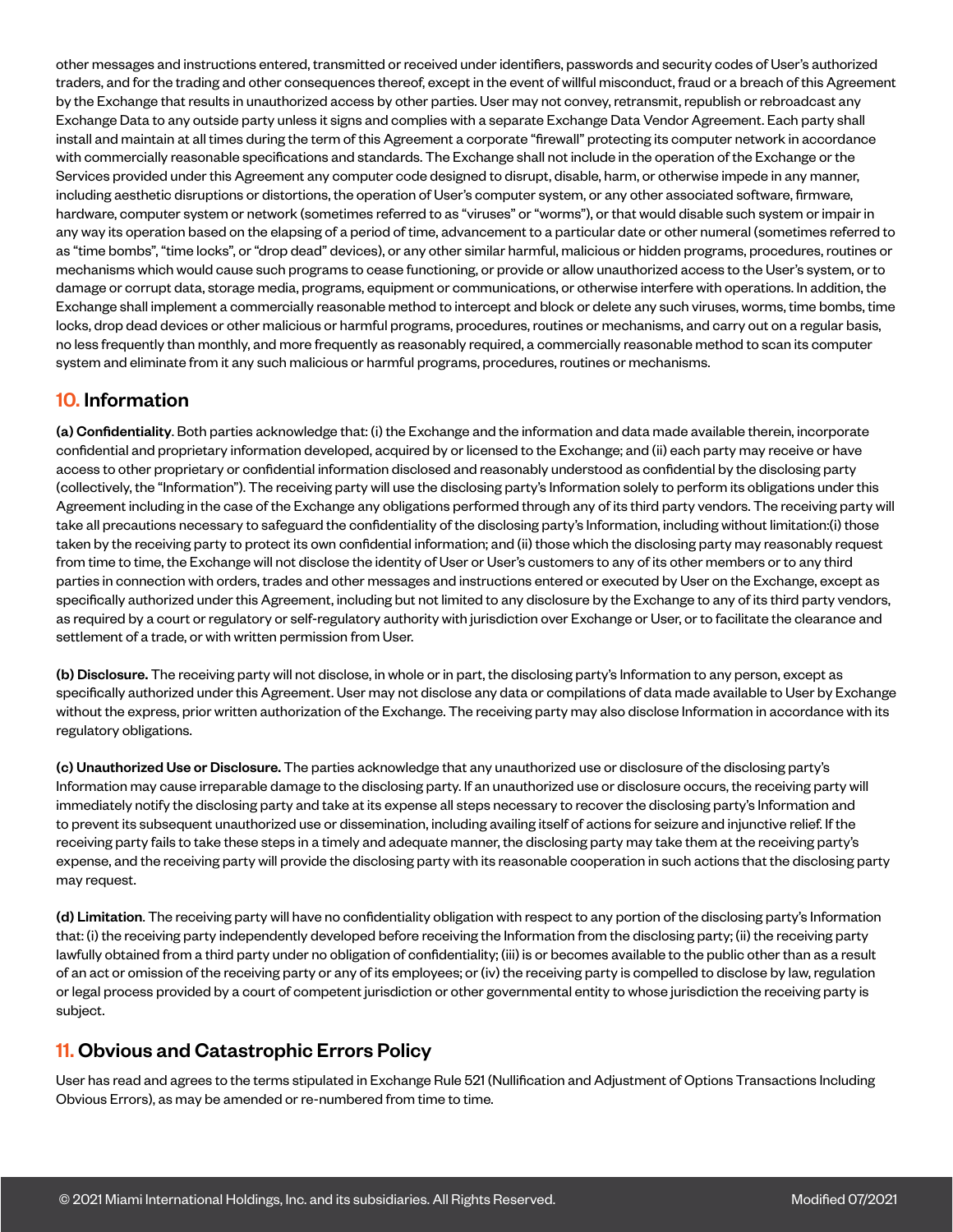other messages and instructions entered, transmitted or received under identifiers, passwords and security codes of User's authorized traders, and for the trading and other consequences thereof, except in the event of willful misconduct, fraud or a breach of this Agreement by the Exchange that results in unauthorized access by other parties. User may not convey, retransmit, republish or rebroadcast any Exchange Data to any outside party unless it signs and complies with a separate Exchange Data Vendor Agreement. Each party shall install and maintain at all times during the term of this Agreement a corporate "firewall" protecting its computer network in accordance with commercially reasonable specifications and standards. The Exchange shall not include in the operation of the Exchange or the Services provided under this Agreement any computer code designed to disrupt, disable, harm, or otherwise impede in any manner, including aesthetic disruptions or distortions, the operation of User's computer system, or any other associated software, firmware, hardware, computer system or network (sometimes referred to as "viruses" or "worms"), or that would disable such system or impair in any way its operation based on the elapsing of a period of time, advancement to a particular date or other numeral (sometimes referred to as "time bombs", "time locks", or "drop dead" devices), or any other similar harmful, malicious or hidden programs, procedures, routines or mechanisms which would cause such programs to cease functioning, or provide or allow unauthorized access to the User's system, or to damage or corrupt data, storage media, programs, equipment or communications, or otherwise interfere with operations. In addition, the Exchange shall implement a commercially reasonable method to intercept and block or delete any such viruses, worms, time bombs, time locks, drop dead devices or other malicious or harmful programs, procedures, routines or mechanisms, and carry out on a regular basis, no less frequently than monthly, and more frequently as reasonably required, a commercially reasonable method to scan its computer system and eliminate from it any such malicious or harmful programs, procedures, routines or mechanisms.

## 10. Information

**(a) Confidentiality**. Both parties acknowledge that: (i) the Exchange and the information and data made available therein, incorporate confidential and proprietary information developed, acquired by or licensed to the Exchange; and (ii) each party may receive or have access to other proprietary or confidential information disclosed and reasonably understood as confidential by the disclosing party (collectively, the "Information"). The receiving party will use the disclosing party's Information solely to perform its obligations under this Agreement including in the case of the Exchange any obligations performed through any of its third party vendors. The receiving party will take all precautions necessary to safeguard the confidentiality of the disclosing party's Information, including without limitation:(i) those taken by the receiving party to protect its own confidential information; and (ii) those which the disclosing party may reasonably request from time to time, the Exchange will not disclose the identity of User or User's customers to any of its other members or to any third parties in connection with orders, trades and other messages and instructions entered or executed by User on the Exchange, except as specifically authorized under this Agreement, including but not limited to any disclosure by the Exchange to any of its third party vendors, as required by a court or regulatory or self-regulatory authority with jurisdiction over Exchange or User, or to facilitate the clearance and settlement of a trade, or with written permission from User.

**(b) Disclosure.** The receiving party will not disclose, in whole or in part, the disclosing party's Information to any person, except as specifically authorized under this Agreement. User may not disclose any data or compilations of data made available to User by Exchange without the express, prior written authorization of the Exchange. The receiving party may also disclose Information in accordance with its regulatory obligations.

**(c) Unauthorized Use or Disclosure.** The parties acknowledge that any unauthorized use or disclosure of the disclosing party's Information may cause irreparable damage to the disclosing party. If an unauthorized use or disclosure occurs, the receiving party will immediately notify the disclosing party and take at its expense all steps necessary to recover the disclosing party's Information and to prevent its subsequent unauthorized use or dissemination, including availing itself of actions for seizure and injunctive relief. If the receiving party fails to take these steps in a timely and adequate manner, the disclosing party may take them at the receiving party's expense, and the receiving party will provide the disclosing party with its reasonable cooperation in such actions that the disclosing party may request.

**(d) Limitation**. The receiving party will have no confidentiality obligation with respect to any portion of the disclosing party's Information that: (i) the receiving party independently developed before receiving the Information from the disclosing party; (ii) the receiving party lawfully obtained from a third party under no obligation of confidentiality; (iii) is or becomes available to the public other than as a result of an act or omission of the receiving party or any of its employees; or (iv) the receiving party is compelled to disclose by law, regulation or legal process provided by a court of competent jurisdiction or other governmental entity to whose jurisdiction the receiving party is subject.

## 11. Obvious and Catastrophic Errors Policy

User has read and agrees to the terms stipulated in Exchange Rule 521 (Nullification and Adjustment of Options Transactions Including Obvious Errors), as may be amended or re-numbered from time to time.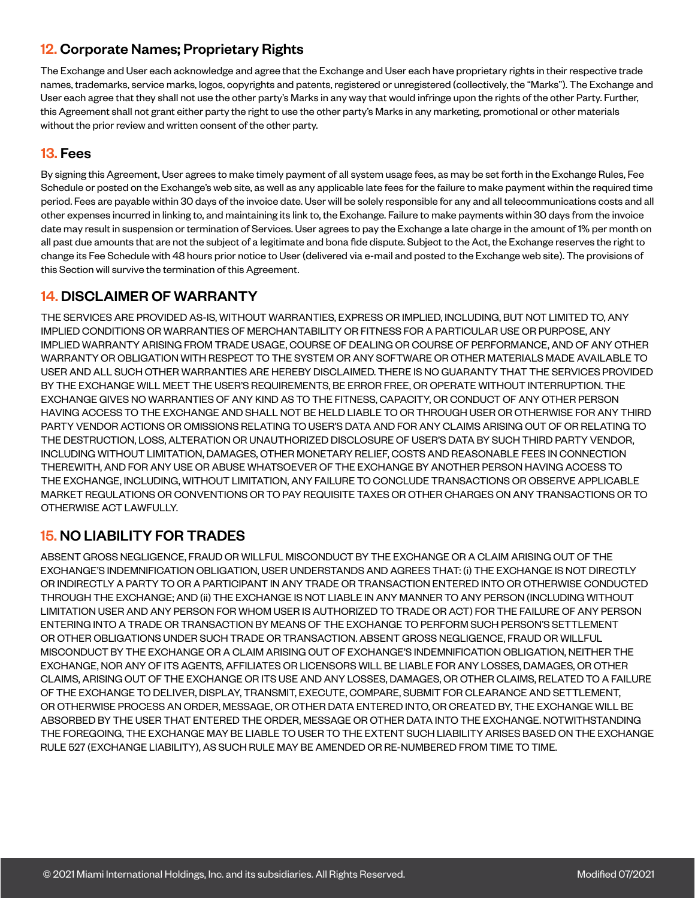## 12. Corporate Names; Proprietary Rights

The Exchange and User each acknowledge and agree that the Exchange and User each have proprietary rights in their respective trade names, trademarks, service marks, logos, copyrights and patents, registered or unregistered (collectively, the "Marks"). The Exchange and User each agree that they shall not use the other party's Marks in any way that would infringe upon the rights of the other Party. Further, this Agreement shall not grant either party the right to use the other party's Marks in any marketing, promotional or other materials without the prior review and written consent of the other party.

## 13. Fees

By signing this Agreement, User agrees to make timely payment of all system usage fees, as may be set forth in the Exchange Rules, Fee Schedule or posted on the Exchange's web site, as well as any applicable late fees for the failure to make payment within the required time period. Fees are payable within 30 days of the invoice date. User will be solely responsible for any and all telecommunications costs and all other expenses incurred in linking to, and maintaining its link to, the Exchange. Failure to make payments within 30 days from the invoice date may result in suspension or termination of Services. User agrees to pay the Exchange a late charge in the amount of 1% per month on all past due amounts that are not the subject of a legitimate and bona fide dispute. Subject to the Act, the Exchange reserves the right to change its Fee Schedule with 48 hours prior notice to User (delivered via e-mail and posted to the Exchange web site). The provisions of this Section will survive the termination of this Agreement.

## 14. DISCLAIMER OF WARRANTY

THE SERVICES ARE PROVIDED AS-IS, WITHOUT WARRANTIES, EXPRESS OR IMPLIED, INCLUDING, BUT NOT LIMITED TO, ANY IMPLIED CONDITIONS OR WARRANTIES OF MERCHANTABILITY OR FITNESS FOR A PARTICULAR USE OR PURPOSE, ANY IMPLIED WARRANTY ARISING FROM TRADE USAGE, COURSE OF DEALING OR COURSE OF PERFORMANCE, AND OF ANY OTHER WARRANTY OR OBLIGATION WITH RESPECT TO THE SYSTEM OR ANY SOFTWARE OR OTHER MATERIALS MADE AVAILABLE TO USER AND ALL SUCH OTHER WARRANTIES ARE HEREBY DISCLAIMED. THERE IS NO GUARANTY THAT THE SERVICES PROVIDED BY THE EXCHANGE WILL MEET THE USER'S REQUIREMENTS, BE ERROR FREE, OR OPERATE WITHOUT INTERRUPTION. THE EXCHANGE GIVES NO WARRANTIES OF ANY KIND AS TO THE FITNESS, CAPACITY, OR CONDUCT OF ANY OTHER PERSON HAVING ACCESS TO THE EXCHANGE AND SHALL NOT BE HELD LIABLE TO OR THROUGH USER OR OTHERWISE FOR ANY THIRD PARTY VENDOR ACTIONS OR OMISSIONS RELATING TO USER'S DATA AND FOR ANY CLAIMS ARISING OUT OF OR RELATING TO THE DESTRUCTION, LOSS, ALTERATION OR UNAUTHORIZED DISCLOSURE OF USER'S DATA BY SUCH THIRD PARTY VENDOR, INCLUDING WITHOUT LIMITATION, DAMAGES, OTHER MONETARY RELIEF, COSTS AND REASONABLE FEES IN CONNECTION THEREWITH, AND FOR ANY USE OR ABUSE WHATSOEVER OF THE EXCHANGE BY ANOTHER PERSON HAVING ACCESS TO THE EXCHANGE, INCLUDING, WITHOUT LIMITATION, ANY FAILURE TO CONCLUDE TRANSACTIONS OR OBSERVE APPLICABLE MARKET REGULATIONS OR CONVENTIONS OR TO PAY REQUISITE TAXES OR OTHER CHARGES ON ANY TRANSACTIONS OR TO OTHERWISE ACT LAWFULLY.

## 15. NO LIABILITY FOR TRADES

ABSENT GROSS NEGLIGENCE, FRAUD OR WILLFUL MISCONDUCT BY THE EXCHANGE OR A CLAIM ARISING OUT OF THE EXCHANGE'S INDEMNIFICATION OBLIGATION, USER UNDERSTANDS AND AGREES THAT: (i) THE EXCHANGE IS NOT DIRECTLY OR INDIRECTLY A PARTY TO OR A PARTICIPANT IN ANY TRADE OR TRANSACTION ENTERED INTO OR OTHERWISE CONDUCTED THROUGH THE EXCHANGE; AND (ii) THE EXCHANGE IS NOT LIABLE IN ANY MANNER TO ANY PERSON (INCLUDING WITHOUT LIMITATION USER AND ANY PERSON FOR WHOM USER IS AUTHORIZED TO TRADE OR ACT) FOR THE FAILURE OF ANY PERSON ENTERING INTO A TRADE OR TRANSACTION BY MEANS OF THE EXCHANGE TO PERFORM SUCH PERSON'S SETTLEMENT OR OTHER OBLIGATIONS UNDER SUCH TRADE OR TRANSACTION. ABSENT GROSS NEGLIGENCE, FRAUD OR WILLFUL MISCONDUCT BY THE EXCHANGE OR A CLAIM ARISING OUT OF EXCHANGE'S INDEMNIFICATION OBLIGATION, NEITHER THE EXCHANGE, NOR ANY OF ITS AGENTS, AFFILIATES OR LICENSORS WILL BE LIABLE FOR ANY LOSSES, DAMAGES, OR OTHER CLAIMS, ARISING OUT OF THE EXCHANGE OR ITS USE AND ANY LOSSES, DAMAGES, OR OTHER CLAIMS, RELATED TO A FAILURE OF THE EXCHANGE TO DELIVER, DISPLAY, TRANSMIT, EXECUTE, COMPARE, SUBMIT FOR CLEARANCE AND SETTLEMENT, OR OTHERWISE PROCESS AN ORDER, MESSAGE, OR OTHER DATA ENTERED INTO, OR CREATED BY, THE EXCHANGE WILL BE ABSORBED BY THE USER THAT ENTERED THE ORDER, MESSAGE OR OTHER DATA INTO THE EXCHANGE. NOTWITHSTANDING THE FOREGOING, THE EXCHANGE MAY BE LIABLE TO USER TO THE EXTENT SUCH LIABILITY ARISES BASED ON THE EXCHANGE RULE 527 (EXCHANGE LIABILITY), AS SUCH RULE MAY BE AMENDED OR RE-NUMBERED FROM TIME TO TIME.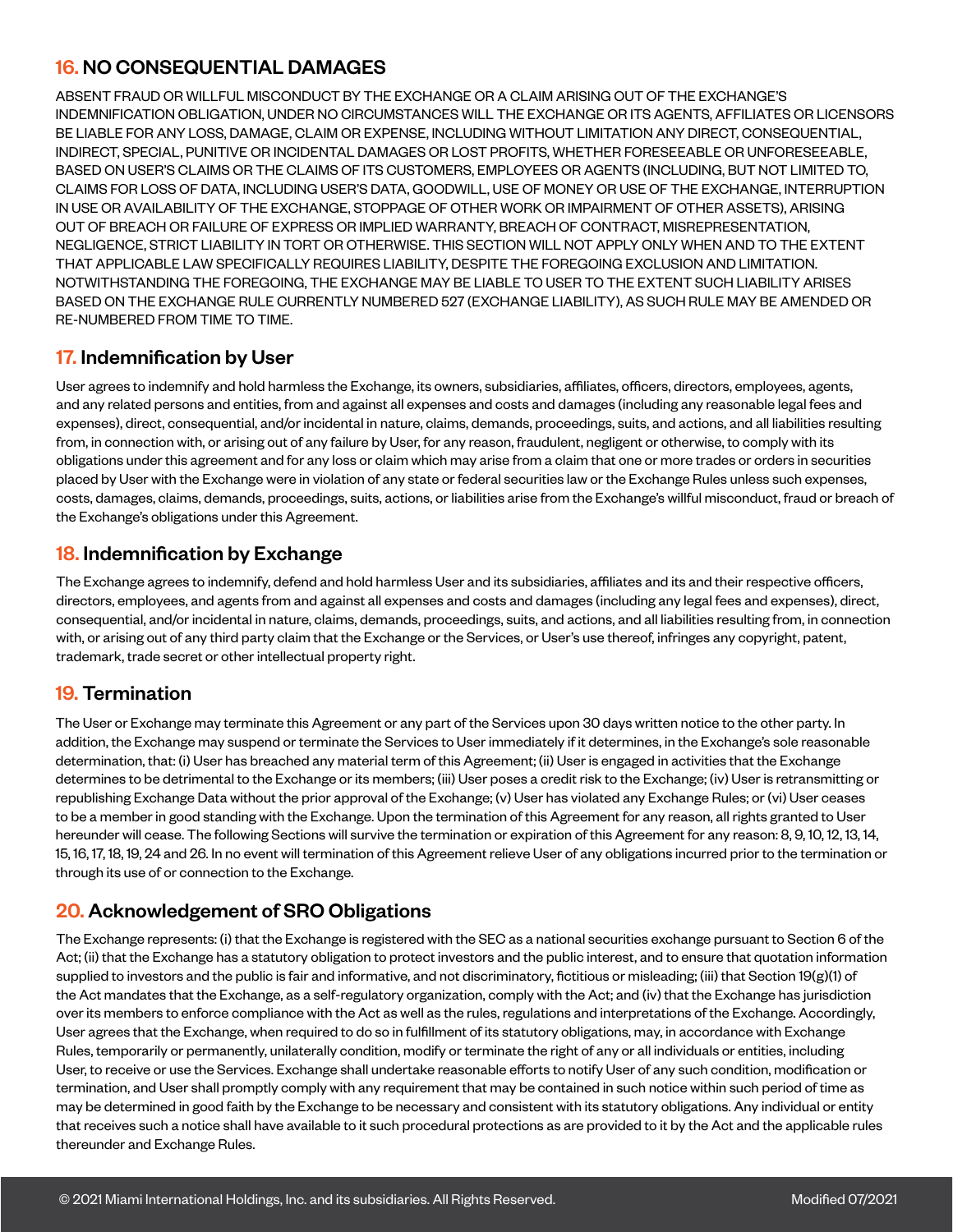## 16. NO CONSEQUENTIAL DAMAGES

ABSENT FRAUD OR WILLFUL MISCONDUCT BY THE EXCHANGE OR A CLAIM ARISING OUT OF THE EXCHANGE'S INDEMNIFICATION OBLIGATION, UNDER NO CIRCUMSTANCES WILL THE EXCHANGE OR ITS AGENTS, AFFILIATES OR LICENSORS BE LIABLE FOR ANY LOSS, DAMAGE, CLAIM OR EXPENSE, INCLUDING WITHOUT LIMITATION ANY DIRECT, CONSEQUENTIAL, INDIRECT, SPECIAL, PUNITIVE OR INCIDENTAL DAMAGES OR LOST PROFITS, WHETHER FORESEEABLE OR UNFORESEEABLE, BASED ON USER'S CLAIMS OR THE CLAIMS OF ITS CUSTOMERS, EMPLOYEES OR AGENTS (INCLUDING, BUT NOT LIMITED TO, CLAIMS FOR LOSS OF DATA, INCLUDING USER'S DATA, GOODWILL, USE OF MONEY OR USE OF THE EXCHANGE, INTERRUPTION IN USE OR AVAILABILITY OF THE EXCHANGE, STOPPAGE OF OTHER WORK OR IMPAIRMENT OF OTHER ASSETS), ARISING OUT OF BREACH OR FAILURE OF EXPRESS OR IMPLIED WARRANTY, BREACH OF CONTRACT, MISREPRESENTATION, NEGLIGENCE, STRICT LIABILITY IN TORT OR OTHERWISE. THIS SECTION WILL NOT APPLY ONLY WHEN AND TO THE EXTENT THAT APPLICABLE LAW SPECIFICALLY REQUIRES LIABILITY, DESPITE THE FOREGOING EXCLUSION AND LIMITATION. NOTWITHSTANDING THE FOREGOING, THE EXCHANGE MAY BE LIABLE TO USER TO THE EXTENT SUCH LIABILITY ARISES BASED ON THE EXCHANGE RULE CURRENTLY NUMBERED 527 (EXCHANGE LIABILITY), AS SUCH RULE MAY BE AMENDED OR RE-NUMBERED FROM TIME TO TIME.

## 17. Indemnification by User

User agrees to indemnify and hold harmless the Exchange, its owners, subsidiaries, affiliates, officers, directors, employees, agents, and any related persons and entities, from and against all expenses and costs and damages (including any reasonable legal fees and expenses), direct, consequential, and/or incidental in nature, claims, demands, proceedings, suits, and actions, and all liabilities resulting from, in connection with, or arising out of any failure by User, for any reason, fraudulent, negligent or otherwise, to comply with its obligations under this agreement and for any loss or claim which may arise from a claim that one or more trades or orders in securities placed by User with the Exchange were in violation of any state or federal securities law or the Exchange Rules unless such expenses, costs, damages, claims, demands, proceedings, suits, actions, or liabilities arise from the Exchange's willful misconduct, fraud or breach of the Exchange's obligations under this Agreement.

## 18. Indemnification by Exchange

The Exchange agrees to indemnify, defend and hold harmless User and its subsidiaries, affiliates and its and their respective officers, directors, employees, and agents from and against all expenses and costs and damages (including any legal fees and expenses), direct, consequential, and/or incidental in nature, claims, demands, proceedings, suits, and actions, and all liabilities resulting from, in connection with, or arising out of any third party claim that the Exchange or the Services, or User's use thereof, infringes any copyright, patent, trademark, trade secret or other intellectual property right.

## 19. Termination

The User or Exchange may terminate this Agreement or any part of the Services upon 30 days written notice to the other party. In addition, the Exchange may suspend or terminate the Services to User immediately if it determines, in the Exchange's sole reasonable determination, that: (i) User has breached any material term of this Agreement; (ii) User is engaged in activities that the Exchange determines to be detrimental to the Exchange or its members; (iii) User poses a credit risk to the Exchange; (iv) User is retransmitting or republishing Exchange Data without the prior approval of the Exchange; (v) User has violated any Exchange Rules; or (vi) User ceases to be a member in good standing with the Exchange. Upon the termination of this Agreement for any reason, all rights granted to User hereunder will cease. The following Sections will survive the termination or expiration of this Agreement for any reason: 8, 9, 10, 12, 13, 14, 15, 16, 17, 18, 19, 24 and 26. In no event will termination of this Agreement relieve User of any obligations incurred prior to the termination or through its use of or connection to the Exchange.

## 20. Acknowledgement of SRO Obligations

The Exchange represents: (i) that the Exchange is registered with the SEC as a national securities exchange pursuant to Section 6 of the Act; (ii) that the Exchange has a statutory obligation to protect investors and the public interest, and to ensure that quotation information supplied to investors and the public is fair and informative, and not discriminatory, fictitious or misleading; (iii) that Section 19(g)(1) of the Act mandates that the Exchange, as a self-regulatory organization, comply with the Act; and (iv) that the Exchange has jurisdiction over its members to enforce compliance with the Act as well as the rules, regulations and interpretations of the Exchange. Accordingly, User agrees that the Exchange, when required to do so in fulfillment of its statutory obligations, may, in accordance with Exchange Rules, temporarily or permanently, unilaterally condition, modify or terminate the right of any or all individuals or entities, including User, to receive or use the Services. Exchange shall undertake reasonable efforts to notify User of any such condition, modification or termination, and User shall promptly comply with any requirement that may be contained in such notice within such period of time as may be determined in good faith by the Exchange to be necessary and consistent with its statutory obligations. Any individual or entity that receives such a notice shall have available to it such procedural protections as are provided to it by the Act and the applicable rules thereunder and Exchange Rules.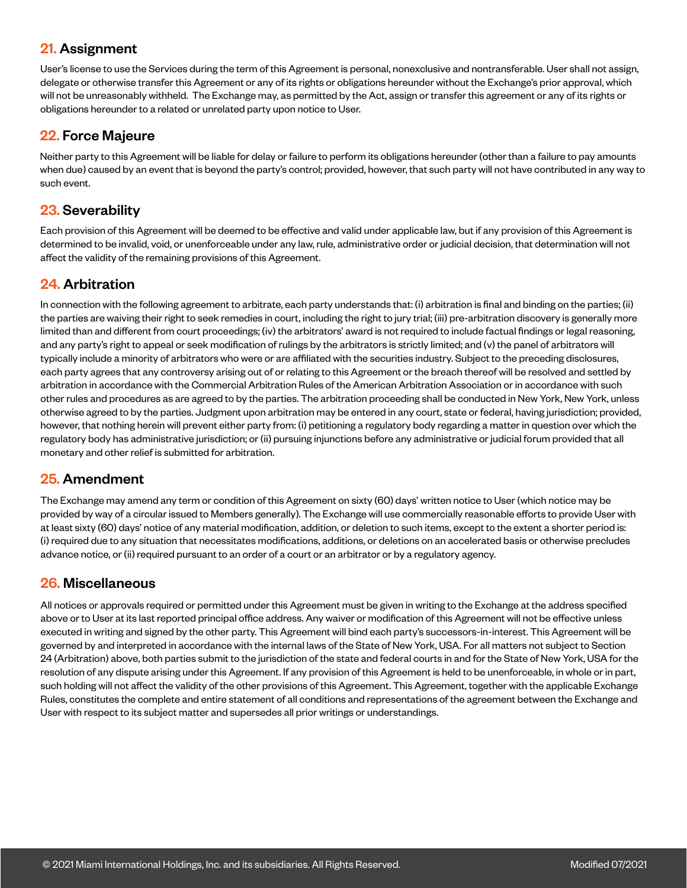## 21. Assignment

User's license to use the Services during the term of this Agreement is personal, nonexclusive and nontransferable. User shall not assign, delegate or otherwise transfer this Agreement or any of its rights or obligations hereunder without the Exchange's prior approval, which will not be unreasonably withheld. The Exchange may, as permitted by the Act, assign or transfer this agreement or any of its rights or obligations hereunder to a related or unrelated party upon notice to User.

## 22. Force Majeure

Neither party to this Agreement will be liable for delay or failure to perform its obligations hereunder (other than a failure to pay amounts when due) caused by an event that is beyond the party's control; provided, however, that such party will not have contributed in any way to such event.

## 23. Severability

Each provision of this Agreement will be deemed to be effective and valid under applicable law, but if any provision of this Agreement is determined to be invalid, void, or unenforceable under any law, rule, administrative order or judicial decision, that determination will not affect the validity of the remaining provisions of this Agreement.

## 24. Arbitration

In connection with the following agreement to arbitrate, each party understands that: (i) arbitration is final and binding on the parties; (ii) the parties are waiving their right to seek remedies in court, including the right to jury trial; (iii) pre-arbitration discovery is generally more limited than and different from court proceedings; (iv) the arbitrators' award is not required to include factual findings or legal reasoning, and any party's right to appeal or seek modification of rulings by the arbitrators is strictly limited; and (v) the panel of arbitrators will typically include a minority of arbitrators who were or are affiliated with the securities industry. Subject to the preceding disclosures, each party agrees that any controversy arising out of or relating to this Agreement or the breach thereof will be resolved and settled by arbitration in accordance with the Commercial Arbitration Rules of the American Arbitration Association or in accordance with such other rules and procedures as are agreed to by the parties. The arbitration proceeding shall be conducted in New York, New York, unless otherwise agreed to by the parties. Judgment upon arbitration may be entered in any court, state or federal, having jurisdiction; provided, however, that nothing herein will prevent either party from: (i) petitioning a regulatory body regarding a matter in question over which the regulatory body has administrative jurisdiction; or (ii) pursuing injunctions before any administrative or judicial forum provided that all monetary and other relief is submitted for arbitration.

## 25. Amendment

The Exchange may amend any term or condition of this Agreement on sixty (60) days' written notice to User (which notice may be provided by way of a circular issued to Members generally). The Exchange will use commercially reasonable efforts to provide User with at least sixty (60) days' notice of any material modification, addition, or deletion to such items, except to the extent a shorter period is: (i) required due to any situation that necessitates modifications, additions, or deletions on an accelerated basis or otherwise precludes advance notice, or (ii) required pursuant to an order of a court or an arbitrator or by a regulatory agency.

## 26. Miscellaneous

All notices or approvals required or permitted under this Agreement must be given in writing to the Exchange at the address specified above or to User at its last reported principal office address. Any waiver or modification of this Agreement will not be effective unless executed in writing and signed by the other party. This Agreement will bind each party's successors-in-interest. This Agreement will be governed by and interpreted in accordance with the internal laws of the State of New York, USA. For all matters not subject to Section 24 (Arbitration) above, both parties submit to the jurisdiction of the state and federal courts in and for the State of New York, USA for the resolution of any dispute arising under this Agreement. If any provision of this Agreement is held to be unenforceable, in whole or in part, such holding will not affect the validity of the other provisions of this Agreement. This Agreement, together with the applicable Exchange Rules, constitutes the complete and entire statement of all conditions and representations of the agreement between the Exchange and User with respect to its subject matter and supersedes all prior writings or understandings.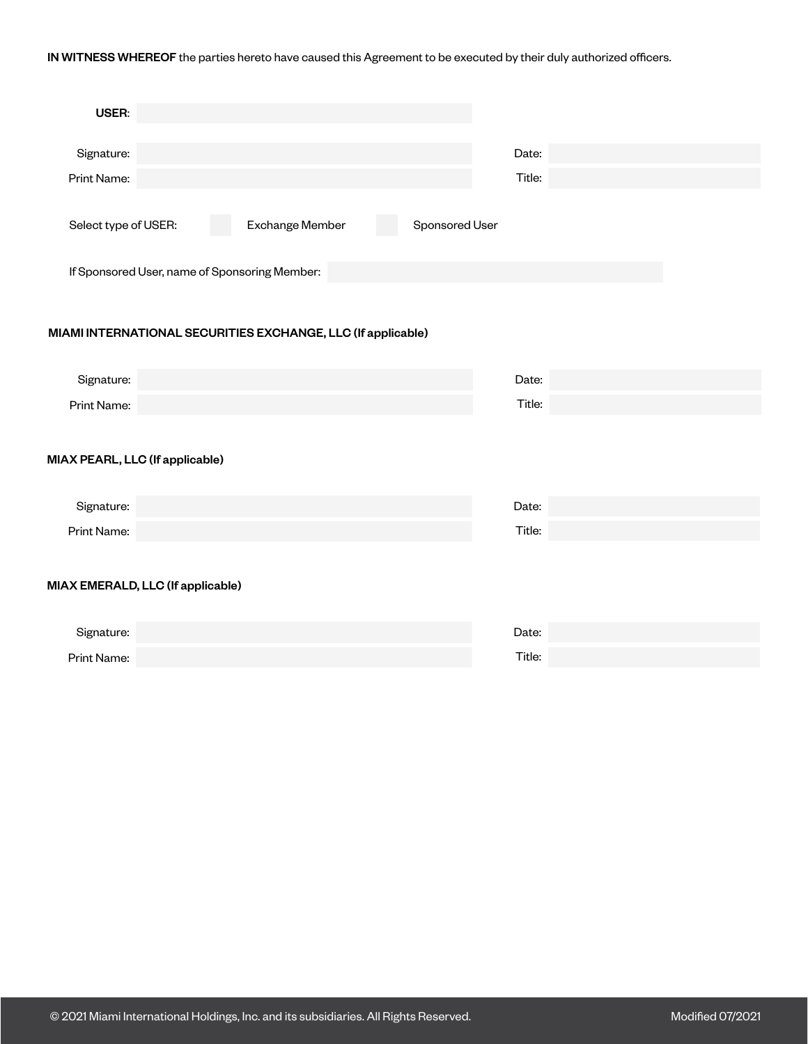**IN WITNESS WHEREOF** the parties hereto have caused this Agreement to be executed by their duly authorized officers.

**USER**:

Signature: Date:

Print Name: Title:

Select type of USER: ☐ Exchange Member ☐ Sponsored User

If Sponsored User, name of Sponsoring Member:

**MIAMI INTERNATIONAL SECURITIES EXCHANGE, LLC (If applicable)**

Signature: Date:

Print Name: Title:

**MIAX PEARL, LLC (If applicable)**

Signature: Date:

Print Name: Title:

**MIAX EMERALD, LLC (If applicable)**

Signature: Date:

Print Name: Title:

© 2021 Miami International Holdings, Inc. and its subsidiaries. All Rights Reserved. Modified 07/2021